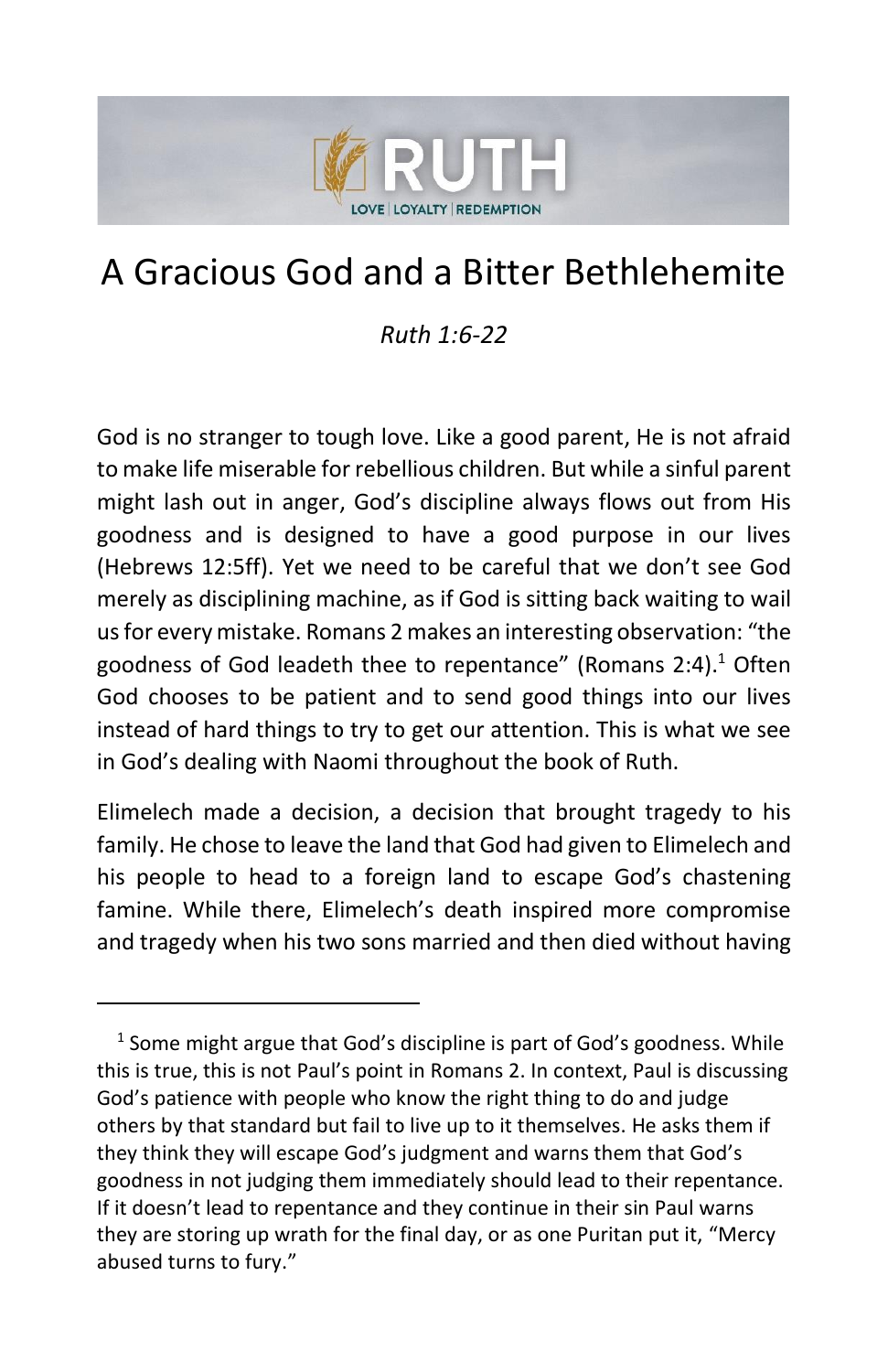# A Gracious God and a Bitter Bethlehemite

*Ruth 1:6-22*

God is no stranger to tough love. Like a good parent, He is not afraid to make life miserable for rebellious children. But while a sinful parent might lash out in anger, God's discipline always flows out from His goodness and is designed to have a good purpose in our lives (Hebrews 12:5ff). Yet we need to be careful that we don't see God merely as disciplining machine, as if God is sitting back waiting to wail us for every mistake. Romans 2 makes an interesting observation: "the goodness of God leadeth thee to repentance" (Romans 2:4).[1] Often God chooses to be patient and to send good things into our lives instead of hard things to try to get our attention. This is what we see in God's dealing with Naomi throughout the book of Ruth.

Elimelech made a decision, a decision that brought tragedy to his family. He chose to leave the land that God had given to Elimelech and his people to head to a foreign land to escape God's chastening famine. While there, Elimelech's death inspired more compromise and tragedy when his two sons married and then died without having

[1] Some might argue that God's discipline is part of God's goodness. While this is true, this is not Paul's point in Romans 2. In context, Paul is discussing God's patience with people who know the right thing to do and judge others by that standard but fail to live up to it themselves. He asks them if they think they will escape God's judgment and warns them that God's goodness in not judging them immediately should lead to their repentance. If it doesn't lead to repentance and they continue in their sin Paul warns they are storing up wrath for the final day, or as one Puritan put it, "Mercy abused turns to fury."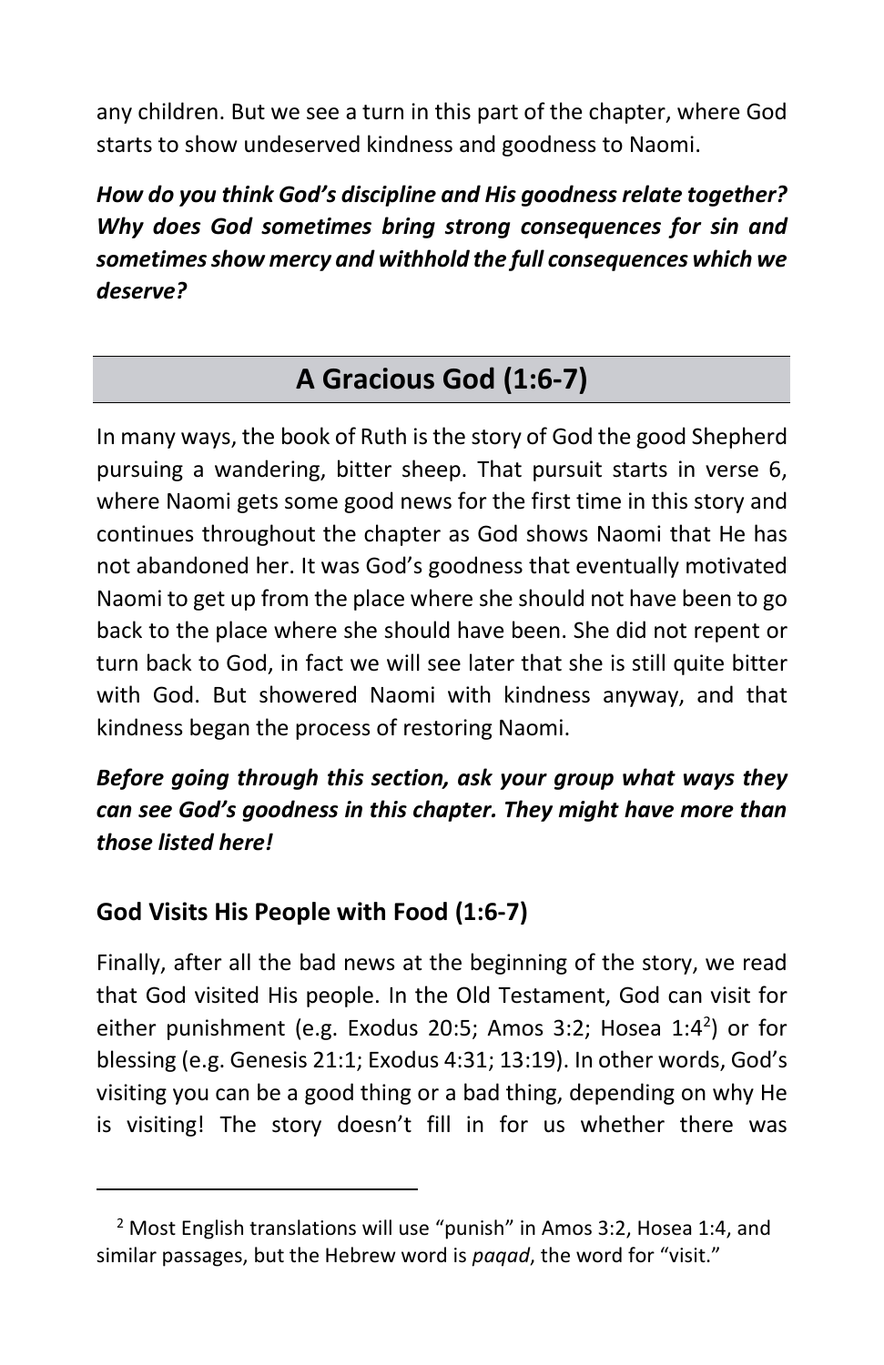any children. But we see a turn in this part of the chapter, where God starts to show undeserved kindness and goodness to Naomi.

***How do you think God's discipline and His goodness relate together? Why does God sometimes bring strong consequences for sin and sometimes show mercy and withhold the full consequences which we deserve?***

## A Gracious God (1:6-7)

In many ways, the book of Ruth is the story of God the good Shepherd pursuing a wandering, bitter sheep. That pursuit starts in verse 6, where Naomi gets some good news for the first time in this story and continues throughout the chapter as God shows Naomi that He has not abandoned her. It was God's goodness that eventually motivated Naomi to get up from the place where she should not have been to go back to the place where she should have been. She did not repent or turn back to God, in fact we will see later that she is still quite bitter with God. But showered Naomi with kindness anyway, and that kindness began the process of restoring Naomi.

***Before going through this section, ask your group what ways they can see God's goodness in this chapter. They might have more than those listed here!***

### God Visits His People with Food (1:6-7)

Finally, after all the bad news at the beginning of the story, we read that God visited His people. In the Old Testament, God can visit for either punishment (e.g. Exodus 20:5; Amos 3:2; Hosea 1:4[2]) or for blessing (e.g. Genesis 21:1; Exodus 4:31; 13:19). In other words, God's visiting you can be a good thing or a bad thing, depending on why He is visiting! The story doesn't fill in for us whether there was

[2] Most English translations will use "punish" in Amos 3:2, Hosea 1:4, and similar passages, but the Hebrew word is *paqad*, the word for "visit."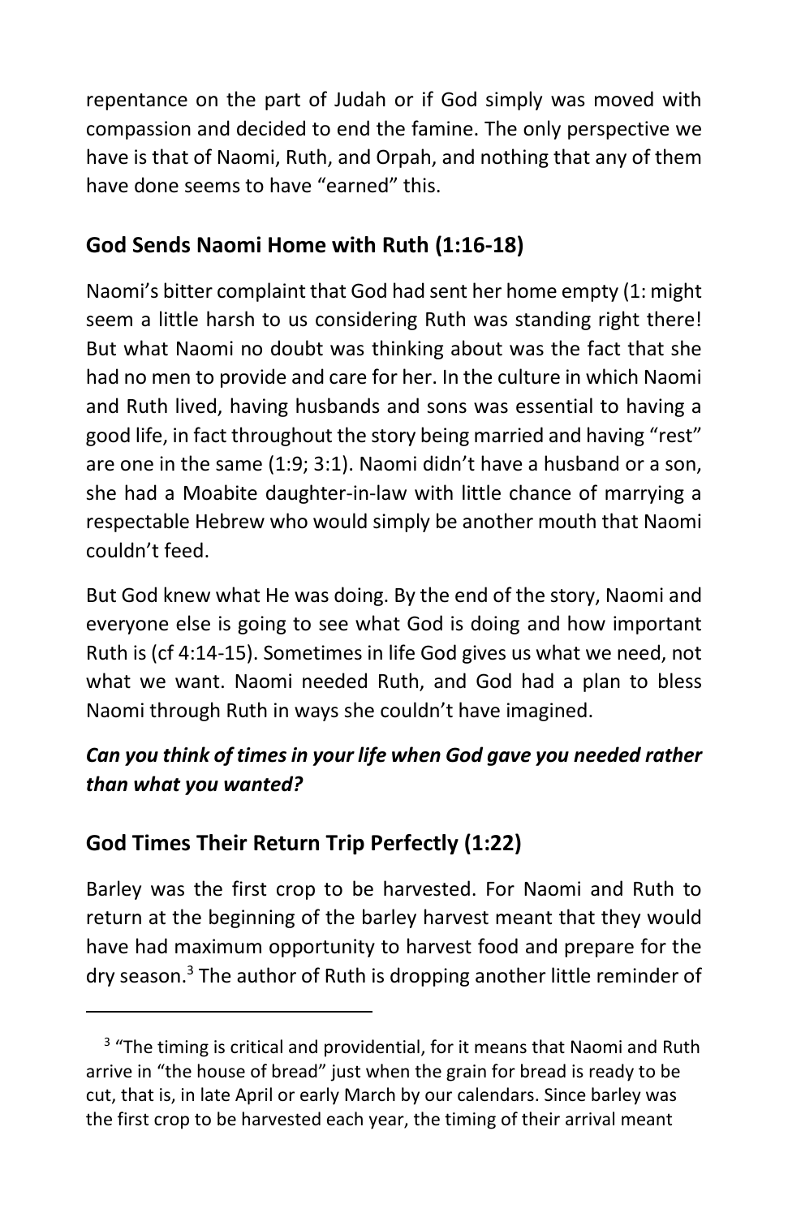repentance on the part of Judah or if God simply was moved with compassion and decided to end the famine. The only perspective we have is that of Naomi, Ruth, and Orpah, and nothing that any of them have done seems to have "earned" this.

## God Sends Naomi Home with Ruth (1:16-18)

Naomi's bitter complaint that God had sent her home empty (1: might seem a little harsh to us considering Ruth was standing right there! But what Naomi no doubt was thinking about was the fact that she had no men to provide and care for her. In the culture in which Naomi and Ruth lived, having husbands and sons was essential to having a good life, in fact throughout the story being married and having "rest" are one in the same (1:9; 3:1). Naomi didn't have a husband or a son, she had a Moabite daughter-in-law with little chance of marrying a respectable Hebrew who would simply be another mouth that Naomi couldn't feed.

But God knew what He was doing. By the end of the story, Naomi and everyone else is going to see what God is doing and how important Ruth is (cf 4:14-15). Sometimes in life God gives us what we need, not what we want. Naomi needed Ruth, and God had a plan to bless Naomi through Ruth in ways she couldn't have imagined.

***Can you think of times in your life when God gave you needed rather than what you wanted?***

## God Times Their Return Trip Perfectly (1:22)

Barley was the first crop to be harvested. For Naomi and Ruth to return at the beginning of the barley harvest meant that they would have had maximum opportunity to harvest food and prepare for the dry season.[3] The author of Ruth is dropping another little reminder of

---

[3] "The timing is critical and providential, for it means that Naomi and Ruth arrive in "the house of bread" just when the grain for bread is ready to be cut, that is, in late April or early March by our calendars. Since barley was the first crop to be harvested each year, the timing of their arrival meant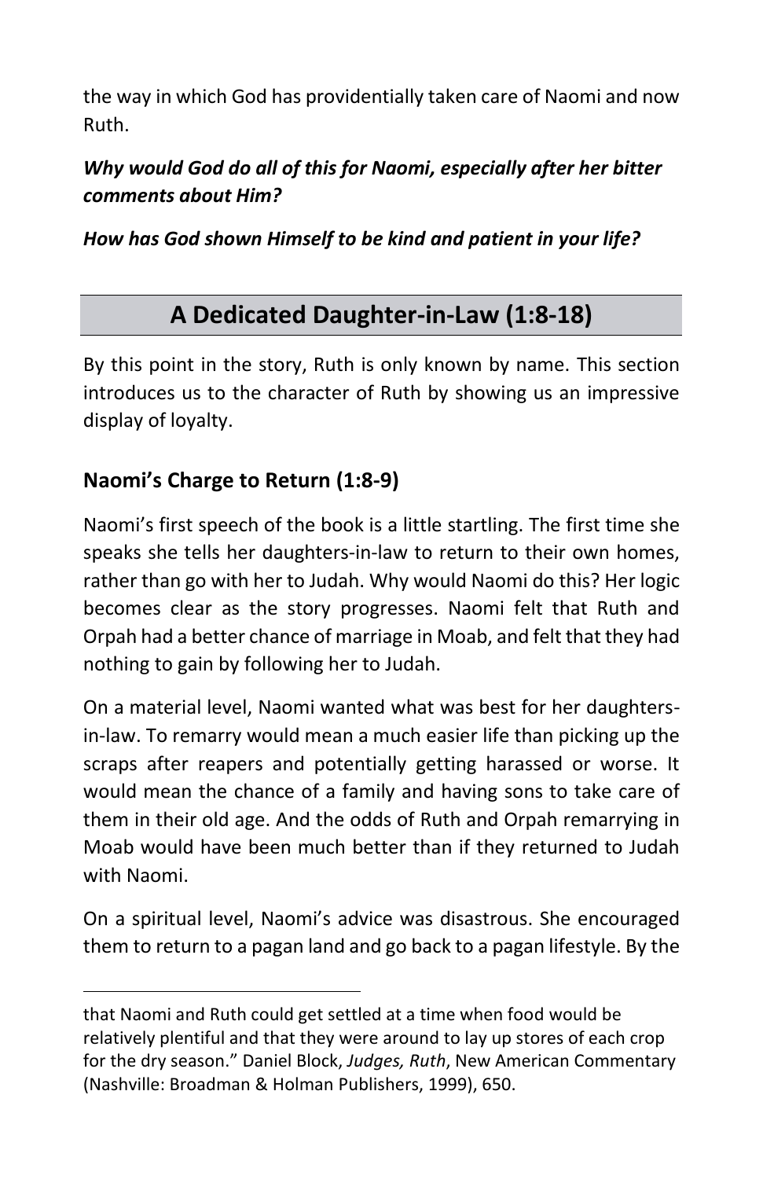the way in which God has providentially taken care of Naomi and now Ruth.

***Why would God do all of this for Naomi, especially after her bitter comments about Him?***

***How has God shown Himself to be kind and patient in your life?***

## A Dedicated Daughter-in-Law (1:8-18)

By this point in the story, Ruth is only known by name. This section introduces us to the character of Ruth by showing us an impressive display of loyalty.

### Naomi's Charge to Return (1:8-9)

Naomi's first speech of the book is a little startling. The first time she speaks she tells her daughters-in-law to return to their own homes, rather than go with her to Judah. Why would Naomi do this? Her logic becomes clear as the story progresses. Naomi felt that Ruth and Orpah had a better chance of marriage in Moab, and felt that they had nothing to gain by following her to Judah.

On a material level, Naomi wanted what was best for her daughters-in-law. To remarry would mean a much easier life than picking up the scraps after reapers and potentially getting harassed or worse. It would mean the chance of a family and having sons to take care of them in their old age. And the odds of Ruth and Orpah remarrying in Moab would have been much better than if they returned to Judah with Naomi.

On a spiritual level, Naomi's advice was disastrous. She encouraged them to return to a pagan land and go back to a pagan lifestyle. By the

---

that Naomi and Ruth could get settled at a time when food would be relatively plentiful and that they were around to lay up stores of each crop for the dry season." Daniel Block, *Judges, Ruth*, New American Commentary (Nashville: Broadman & Holman Publishers, 1999), 650.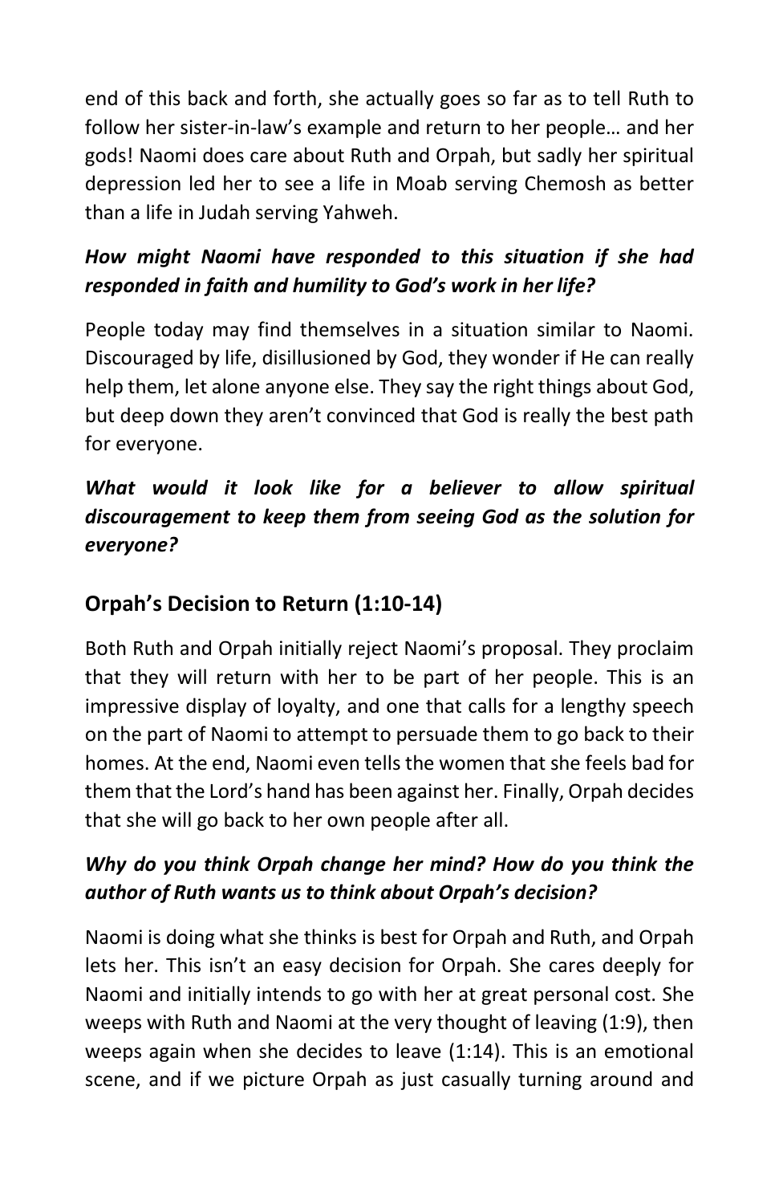end of this back and forth, she actually goes so far as to tell Ruth to follow her sister-in-law's example and return to her people… and her gods! Naomi does care about Ruth and Orpah, but sadly her spiritual depression led her to see a life in Moab serving Chemosh as better than a life in Judah serving Yahweh.

***How might Naomi have responded to this situation if she had responded in faith and humility to God's work in her life?***

People today may find themselves in a situation similar to Naomi. Discouraged by life, disillusioned by God, they wonder if He can really help them, let alone anyone else. They say the right things about God, but deep down they aren't convinced that God is really the best path for everyone.

***What would it look like for a believer to allow spiritual discouragement to keep them from seeing God as the solution for everyone?***

## Orpah's Decision to Return (1:10-14)

Both Ruth and Orpah initially reject Naomi's proposal. They proclaim that they will return with her to be part of her people. This is an impressive display of loyalty, and one that calls for a lengthy speech on the part of Naomi to attempt to persuade them to go back to their homes. At the end, Naomi even tells the women that she feels bad for them that the Lord's hand has been against her. Finally, Orpah decides that she will go back to her own people after all.

***Why do you think Orpah change her mind? How do you think the author of Ruth wants us to think about Orpah's decision?***

Naomi is doing what she thinks is best for Orpah and Ruth, and Orpah lets her. This isn't an easy decision for Orpah. She cares deeply for Naomi and initially intends to go with her at great personal cost. She weeps with Ruth and Naomi at the very thought of leaving (1:9), then weeps again when she decides to leave (1:14). This is an emotional scene, and if we picture Orpah as just casually turning around and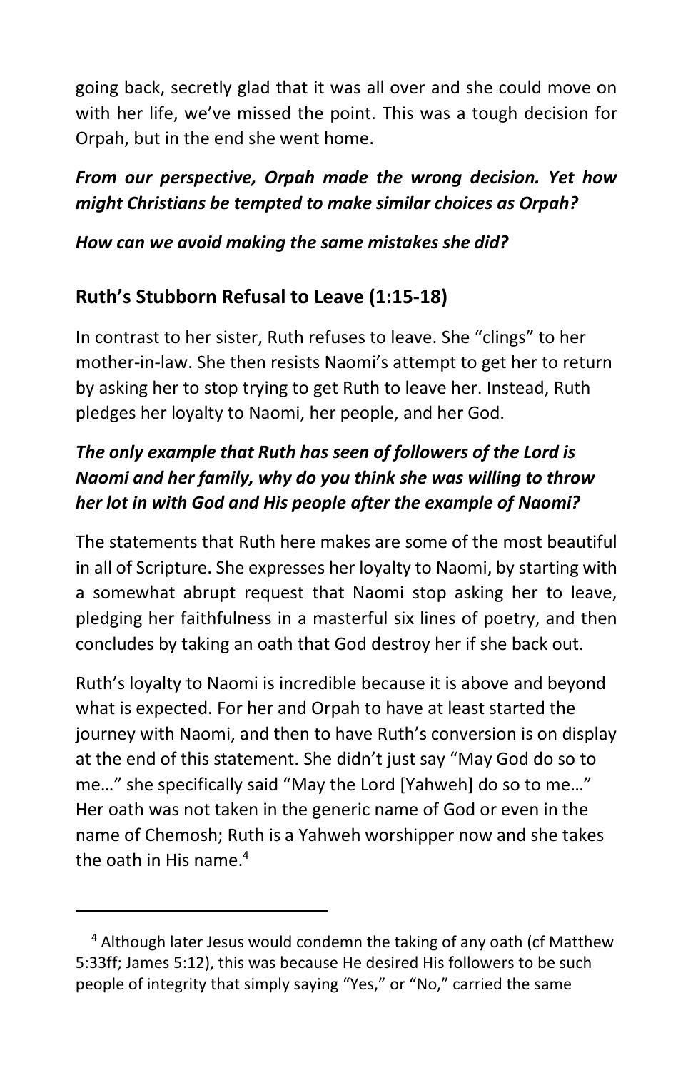going back, secretly glad that it was all over and she could move on with her life, we've missed the point. This was a tough decision for Orpah, but in the end she went home.

***From our perspective, Orpah made the wrong decision. Yet how might Christians be tempted to make similar choices as Orpah?***

***How can we avoid making the same mistakes she did?***

## Ruth's Stubborn Refusal to Leave (1:15-18)

In contrast to her sister, Ruth refuses to leave. She "clings" to her mother-in-law. She then resists Naomi's attempt to get her to return by asking her to stop trying to get Ruth to leave her. Instead, Ruth pledges her loyalty to Naomi, her people, and her God.

***The only example that Ruth has seen of followers of the Lord is Naomi and her family, why do you think she was willing to throw her lot in with God and His people after the example of Naomi?***

The statements that Ruth here makes are some of the most beautiful in all of Scripture. She expresses her loyalty to Naomi, by starting with a somewhat abrupt request that Naomi stop asking her to leave, pledging her faithfulness in a masterful six lines of poetry, and then concludes by taking an oath that God destroy her if she back out.

Ruth's loyalty to Naomi is incredible because it is above and beyond what is expected. For her and Orpah to have at least started the journey with Naomi, and then to have Ruth's conversion is on display at the end of this statement. She didn't just say "May God do so to me…" she specifically said "May the Lord [Yahweh] do so to me…" Her oath was not taken in the generic name of God or even in the name of Chemosh; Ruth is a Yahweh worshipper now and she takes the oath in His name.[4]

---

[4] Although later Jesus would condemn the taking of any oath (cf Matthew 5:33ff; James 5:12), this was because He desired His followers to be such people of integrity that simply saying "Yes," or "No," carried the same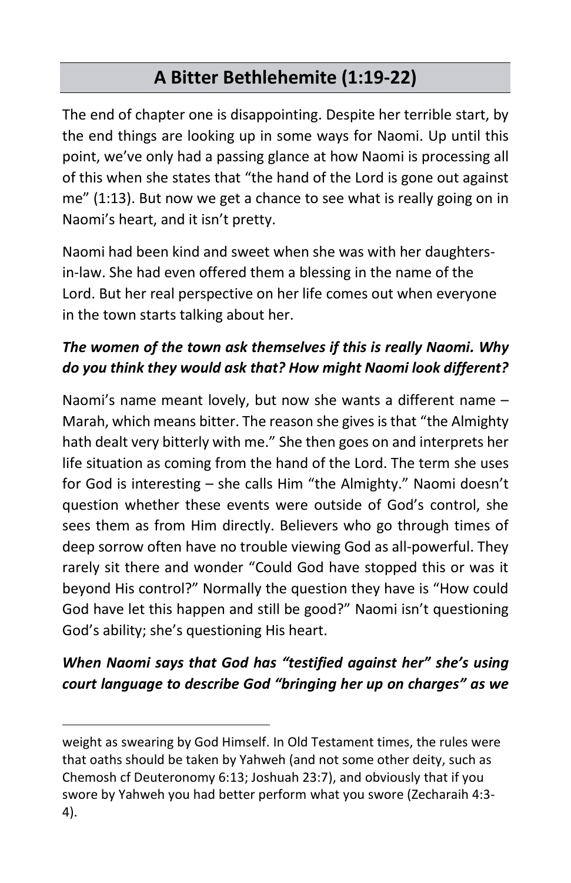## A Bitter Bethlehemite (1:19-22)

The end of chapter one is disappointing. Despite her terrible start, by the end things are looking up in some ways for Naomi. Up until this point, we've only had a passing glance at how Naomi is processing all of this when she states that "the hand of the Lord is gone out against me" (1:13). But now we get a chance to see what is really going on in Naomi's heart, and it isn't pretty.

Naomi had been kind and sweet when she was with her daughters-in-law. She had even offered them a blessing in the name of the Lord. But her real perspective on her life comes out when everyone in the town starts talking about her.

***The women of the town ask themselves if this is really Naomi. Why do you think they would ask that? How might Naomi look different?***

Naomi's name meant lovely, but now she wants a different name – Marah, which means bitter. The reason she gives is that "the Almighty hath dealt very bitterly with me." She then goes on and interprets her life situation as coming from the hand of the Lord. The term she uses for God is interesting – she calls Him "the Almighty." Naomi doesn't question whether these events were outside of God's control, she sees them as from Him directly. Believers who go through times of deep sorrow often have no trouble viewing God as all-powerful. They rarely sit there and wonder "Could God have stopped this or was it beyond His control?" Normally the question they have is "How could God have let this happen and still be good?" Naomi isn't questioning God's ability; she's questioning His heart.

***When Naomi says that God has "testified against her" she's using court language to describe God "bringing her up on charges" as we***

---

weight as swearing by God Himself. In Old Testament times, the rules were that oaths should be taken by Yahweh (and not some other deity, such as Chemosh cf Deuteronomy 6:13; Joshuah 23:7), and obviously that if you swore by Yahweh you had better perform what you swore (Zecharaih 4:3-4).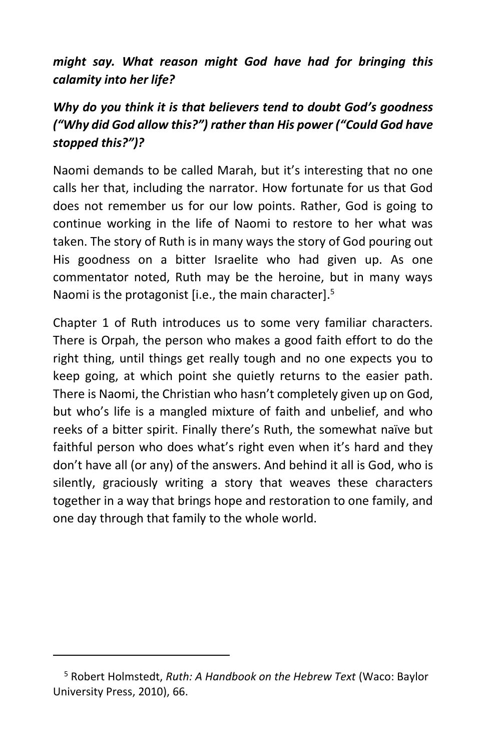***might say. What reason might God have had for bringing this calamity into her life?***

***Why do you think it is that believers tend to doubt God's goodness ("Why did God allow this?") rather than His power ("Could God have stopped this?")?***

Naomi demands to be called Marah, but it's interesting that no one calls her that, including the narrator. How fortunate for us that God does not remember us for our low points. Rather, God is going to continue working in the life of Naomi to restore to her what was taken. The story of Ruth is in many ways the story of God pouring out His goodness on a bitter Israelite who had given up. As one commentator noted, Ruth may be the heroine, but in many ways Naomi is the protagonist [i.e., the main character].[5]

Chapter 1 of Ruth introduces us to some very familiar characters. There is Orpah, the person who makes a good faith effort to do the right thing, until things get really tough and no one expects you to keep going, at which point she quietly returns to the easier path. There is Naomi, the Christian who hasn't completely given up on God, but who's life is a mangled mixture of faith and unbelief, and who reeks of a bitter spirit. Finally there's Ruth, the somewhat naïve but faithful person who does what's right even when it's hard and they don't have all (or any) of the answers. And behind it all is God, who is silently, graciously writing a story that weaves these characters together in a way that brings hope and restoration to one family, and one day through that family to the whole world.

---

[5] Robert Holmstedt, *Ruth: A Handbook on the Hebrew Text* (Waco: Baylor University Press, 2010), 66.